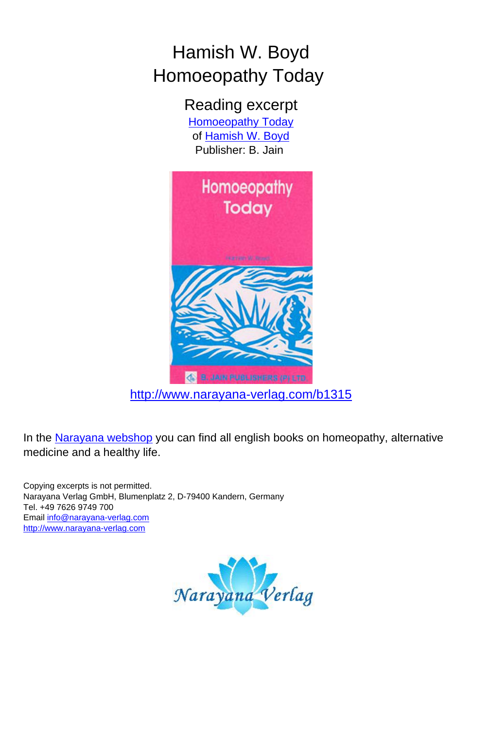# Hamish W. Boyd
# Homoeopathy Today

## Reading excerpt

Homoeopathy Today
of Hamish W. Boyd
Publisher: B. Jain

http://www.narayana-verlag.com/b1315

In the Narayana webshop you can find all english books on homeopathy, alternative medicine and a healthy life.

Copying excerpts is not permitted.
Narayana Verlag GmbH, Blumenplatz 2, D-79400 Kandern, Germany
Tel. +49 7626 9749 700
Email info@narayana-verlag.com
http://www.narayana-verlag.com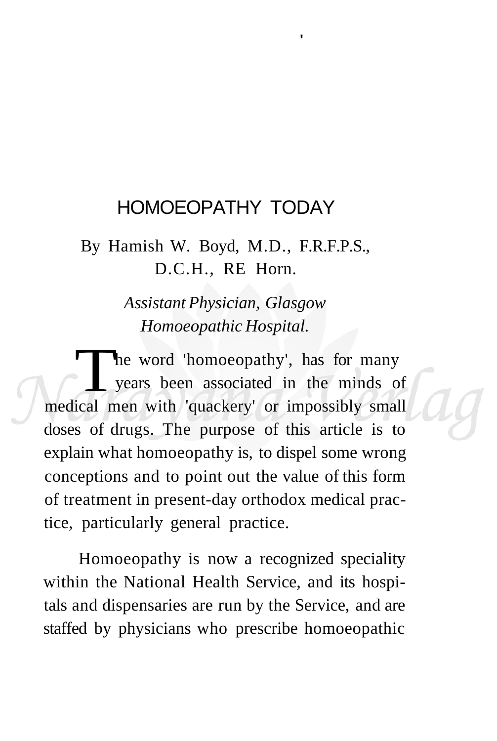# HOMOEOPATHY TODAY

By Hamish W. Boyd, M.D., F.R.F.P.S., D.C.H., RE Horn.

*Assistant Physician, Glasgow Homoeopathic Hospital.*

The word 'homoeopathy', has for many years been associated in the minds of medical men with 'quackery' or impossibly small doses of drugs. The purpose of this article is to explain what homoeopathy is, to dispel some wrong conceptions and to point out the value of this form of treatment in present-day orthodox medical practice, particularly general practice.

Homoeopathy is now a recognized speciality within the National Health Service, and its hospitals and dispensaries are run by the Service, and are staffed by physicians who prescribe homoeopathic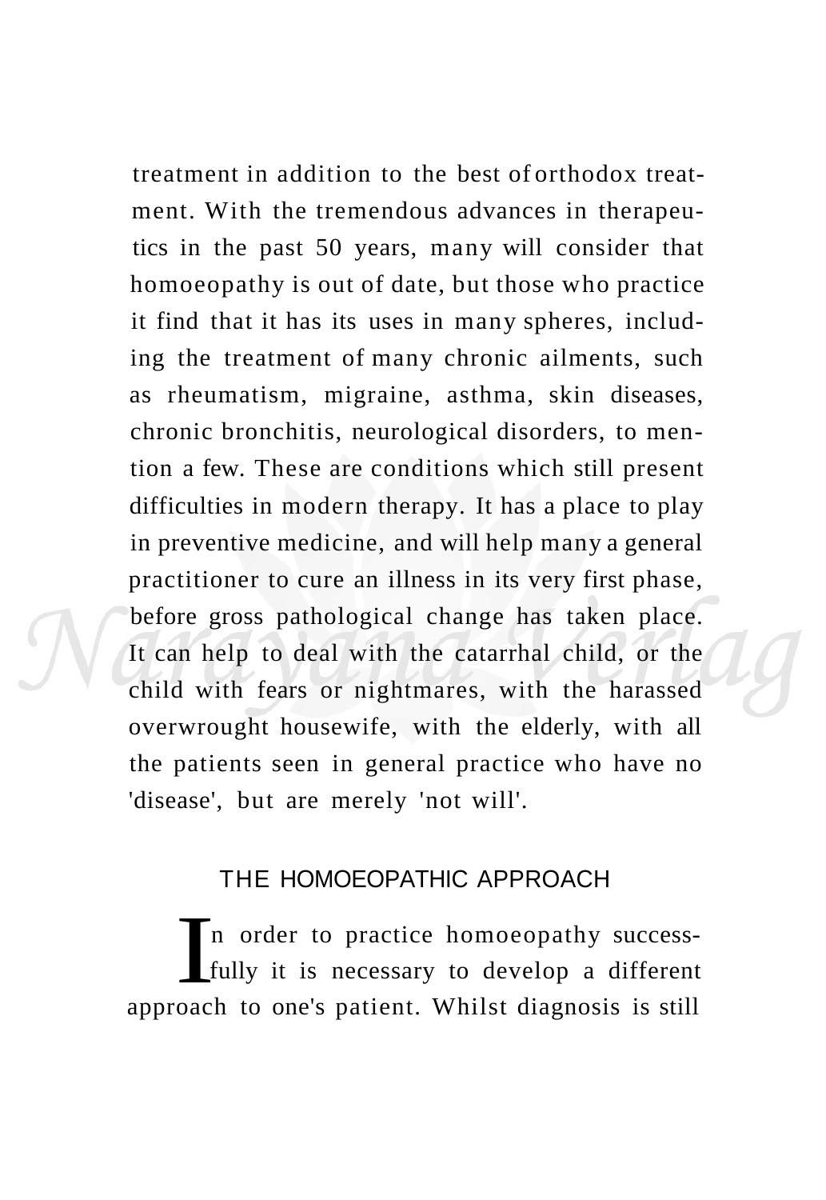treatment in addition to the best of orthodox treatment. With the tremendous advances in therapeutics in the past 50 years, many will consider that homoeopathy is out of date, but those who practice it find that it has its uses in many spheres, including the treatment of many chronic ailments, such as rheumatism, migraine, asthma, skin diseases, chronic bronchitis, neurological disorders, to mention a few. These are conditions which still present difficulties in modern therapy. It has a place to play in preventive medicine, and will help many a general practitioner to cure an illness in its very first phase, before gross pathological change has taken place. It can help to deal with the catarrhal child, or the child with fears or nightmares, with the harassed overwrought housewife, with the elderly, with all the patients seen in general practice who have no 'disease', but are merely 'not will'.

## THE HOMOEOPATHIC APPROACH

In order to practice homoeopathy successfully it is necessary to develop a different approach to one's patient. Whilst diagnosis is still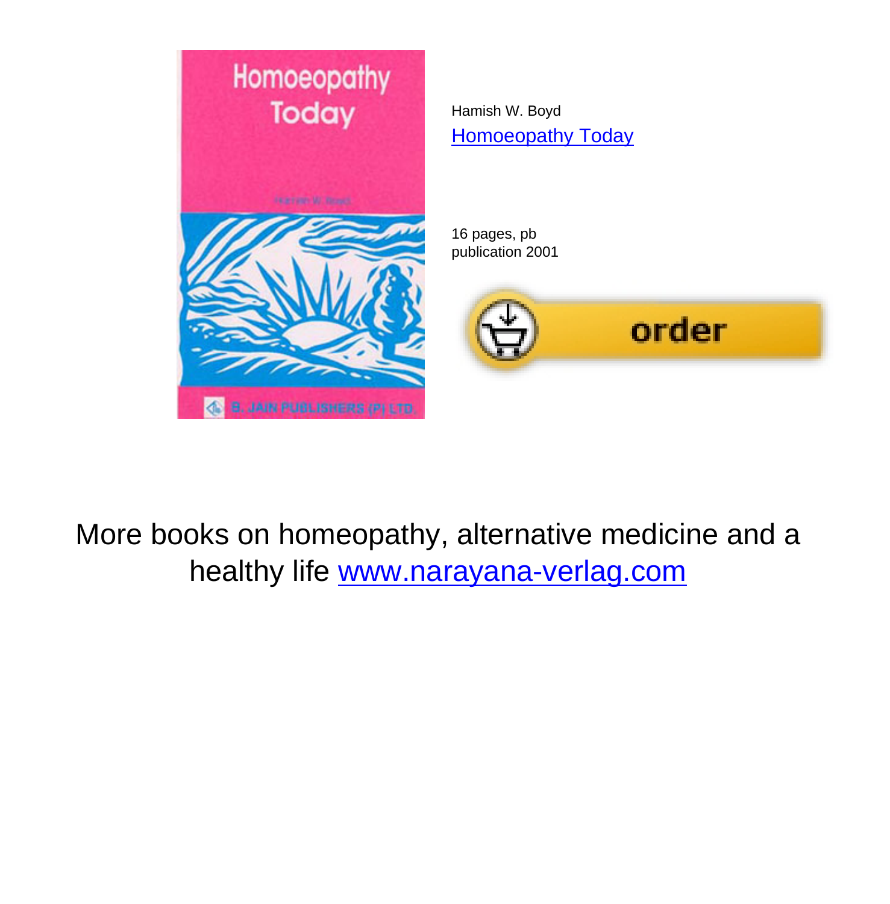Hamish W. Boyd
[Homoeopathy Today](Homoeopathy Today)

16 pages, pb
publication 2001

order

More books on homeopathy, alternative medicine and a healthy life [www.narayana-verlag.com](http://www.narayana-verlag.com)